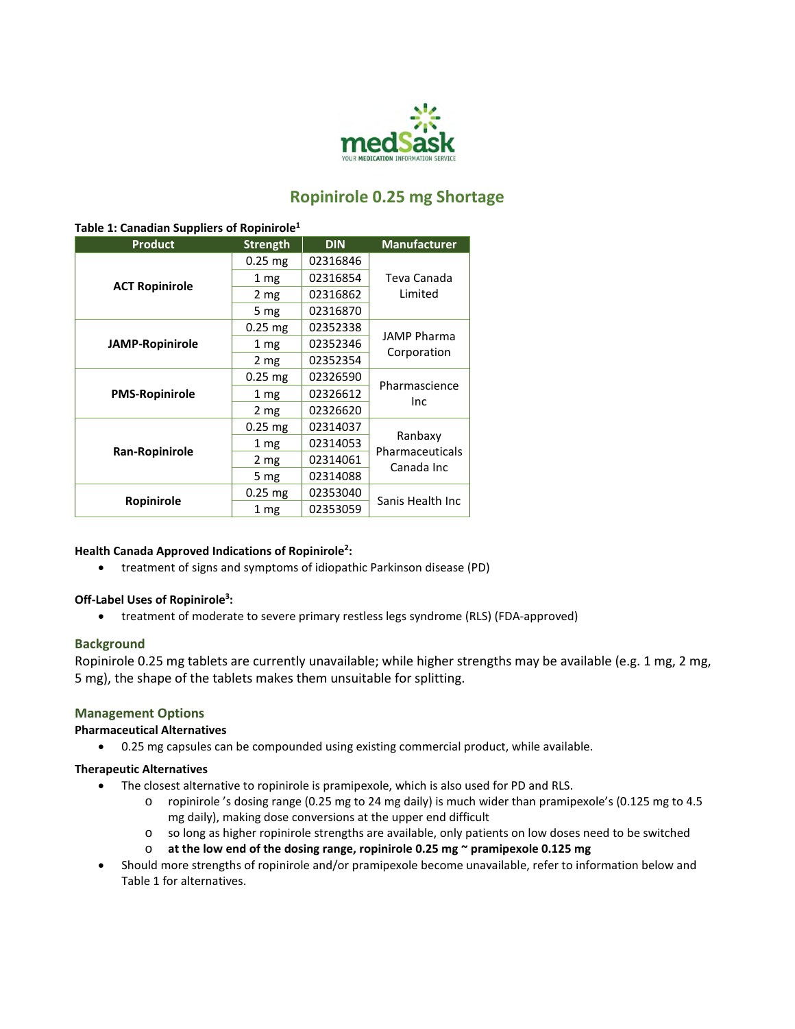medSask

YOUR MEDICATION INFORMATION SERVICE

# Ropinirole 0.25 mg Shortage

**Table 1: Canadian Suppliers of Ropinirole[1]**

| Product | Strength | DIN | Manufacturer |
|---|---|---|---|
| **ACT Ropinirole** | 0.25 mg | 02316846 | Teva Canada Limited |
| | 1 mg | 02316854 | |
| | 2 mg | 02316862 | |
| | 5 mg | 02316870 | |
| **JAMP-Ropinirole** | 0.25 mg | 02352338 | JAMP Pharma Corporation |
| | 1 mg | 02352346 | |
| | 2 mg | 02352354 | |
| **PMS-Ropinirole** | 0.25 mg | 02326590 | Pharmascience Inc |
| | 1 mg | 02326612 | |
| | 2 mg | 02326620 | |
| **Ran-Ropinirole** | 0.25 mg | 02314037 | Ranbaxy Pharmaceuticals Canada Inc |
| | 1 mg | 02314053 | |
| | 2 mg | 02314061 | |
| | 5 mg | 02314088 | |
| **Ropinirole** | 0.25 mg | 02353040 | Sanis Health Inc |
| | 1 mg | 02353059 | |

**Health Canada Approved Indications of Ropinirole[2]:**

- treatment of signs and symptoms of idiopathic Parkinson disease (PD)

**Off-Label Uses of Ropinirole[3]:**

- treatment of moderate to severe primary restless legs syndrome (RLS) (FDA-approved)

## Background

Ropinirole 0.25 mg tablets are currently unavailable; while higher strengths may be available (e.g. 1 mg, 2 mg, 5 mg), the shape of the tablets makes them unsuitable for splitting.

## Management Options

**Pharmaceutical Alternatives**

- 0.25 mg capsules can be compounded using existing commercial product, while available.

**Therapeutic Alternatives**

- The closest alternative to ropinirole is pramipexole, which is also used for PD and RLS.
    - ropinirole 's dosing range (0.25 mg to 24 mg daily) is much wider than pramipexole's (0.125 mg to 4.5 mg daily), making dose conversions at the upper end difficult
    - so long as higher ropinirole strengths are available, only patients on low doses need to be switched
    - **at the low end of the dosing range, ropinirole 0.25 mg ~ pramipexole 0.125 mg**
- Should more strengths of ropinirole and/or pramipexole become unavailable, refer to information below and Table 1 for alternatives.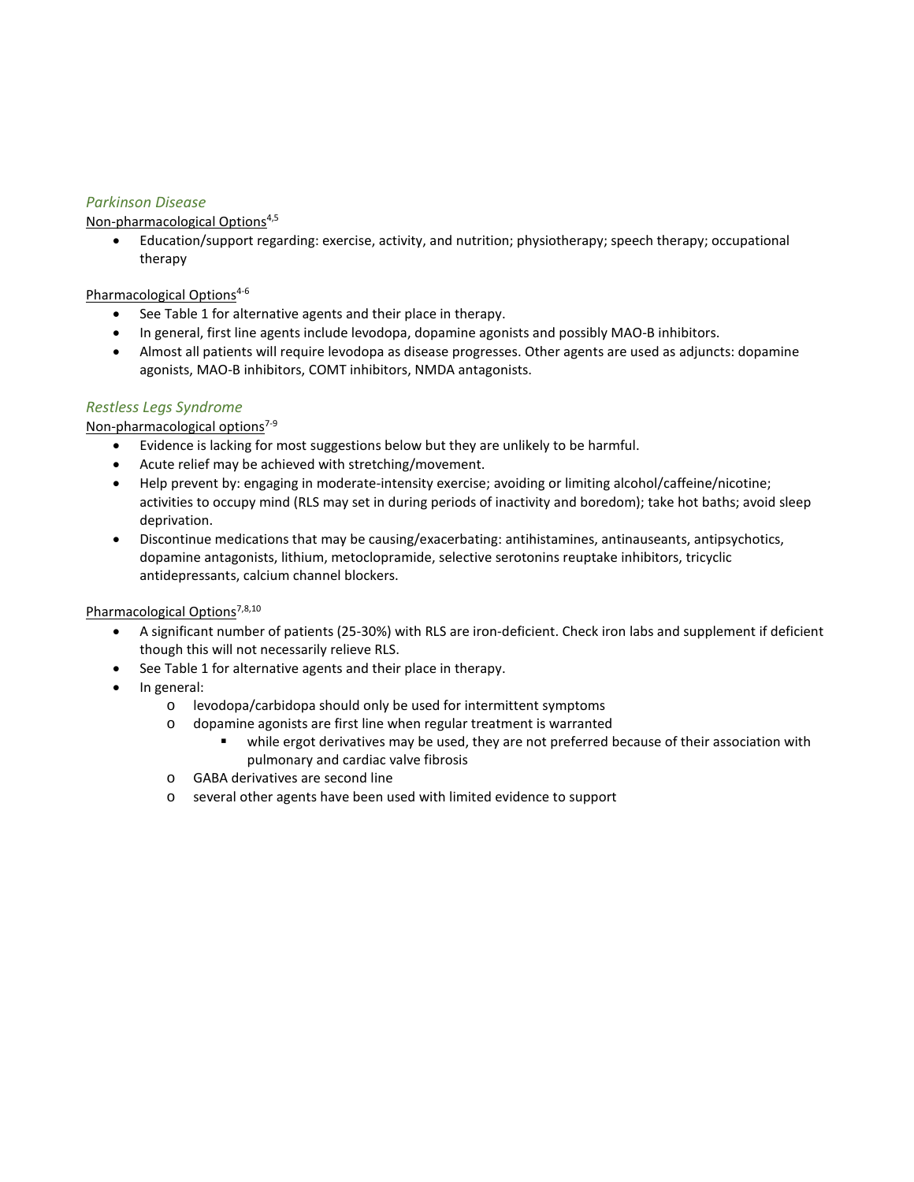### *Parkinson Disease*

Non-pharmacological Options[4,5]

- Education/support regarding: exercise, activity, and nutrition; physiotherapy; speech therapy; occupational therapy

Pharmacological Options[4-6]

- See Table 1 for alternative agents and their place in therapy.
- In general, first line agents include levodopa, dopamine agonists and possibly MAO-B inhibitors.
- Almost all patients will require levodopa as disease progresses. Other agents are used as adjuncts: dopamine agonists, MAO-B inhibitors, COMT inhibitors, NMDA antagonists.

### *Restless Legs Syndrome*

Non-pharmacological options[7-9]

- Evidence is lacking for most suggestions below but they are unlikely to be harmful.
- Acute relief may be achieved with stretching/movement.
- Help prevent by: engaging in moderate-intensity exercise; avoiding or limiting alcohol/caffeine/nicotine; activities to occupy mind (RLS may set in during periods of inactivity and boredom); take hot baths; avoid sleep deprivation.
- Discontinue medications that may be causing/exacerbating: antihistamines, antinauseants, antipsychotics, dopamine antagonists, lithium, metoclopramide, selective serotonins reuptake inhibitors, tricyclic antidepressants, calcium channel blockers.

Pharmacological Options[7,8,10]

- A significant number of patients (25-30%) with RLS are iron-deficient. Check iron labs and supplement if deficient though this will not necessarily relieve RLS.
- See Table 1 for alternative agents and their place in therapy.
- In general:
  - levodopa/carbidopa should only be used for intermittent symptoms
  - dopamine agonists are first line when regular treatment is warranted
    - while ergot derivatives may be used, they are not preferred because of their association with pulmonary and cardiac valve fibrosis
  - GABA derivatives are second line
  - several other agents have been used with limited evidence to support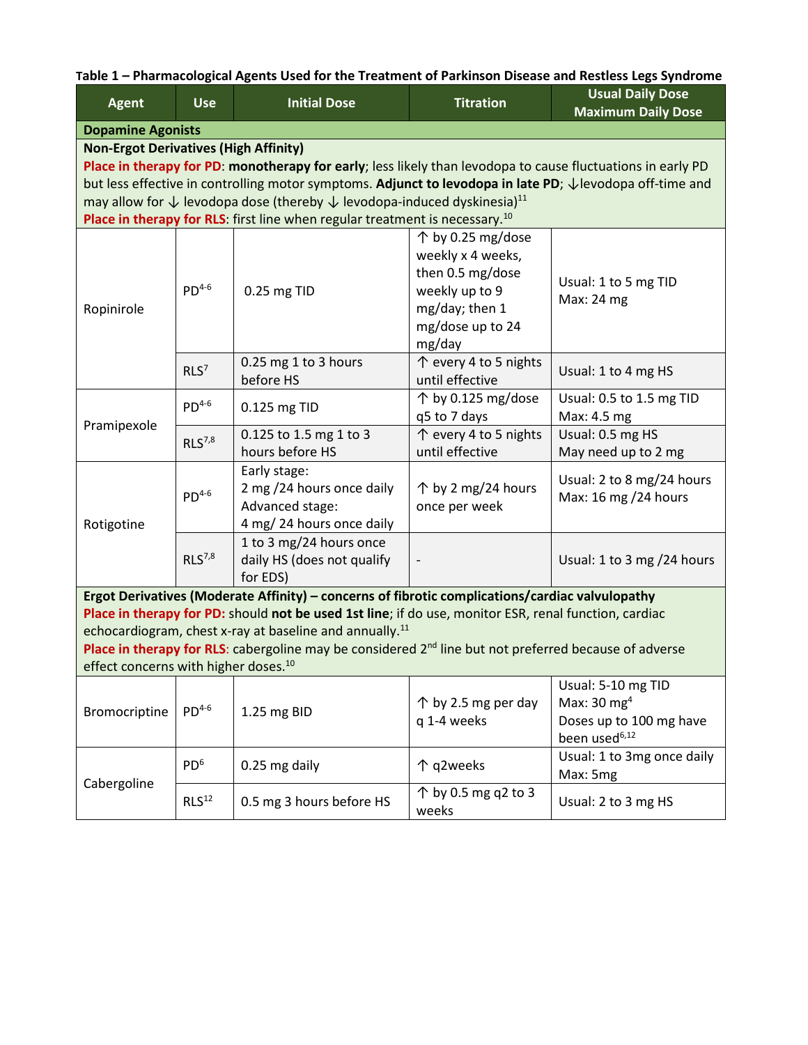**Table 1 – Pharmacological Agents Used for the Treatment of Parkinson Disease and Restless Legs Syndrome**

| Agent | Use | Initial Dose | Titration | Usual Daily Dose<br>Maximum Daily Dose |
|---|---|---|---|---|
| **Dopamine Agonists** | | | | |
| **Non-Ergot Derivatives (High Affinity)**<br>**Place in therapy for PD**: **monotherapy for early**; less likely than levodopa to cause fluctuations in early PD but less effective in controlling motor symptoms. **Adjunct to levodopa in late PD**; ↓levodopa off-time and may allow for ↓ levodopa dose (thereby ↓ levodopa-induced dyskinesia)[11]<br>**Place in therapy for RLS**: first line when regular treatment is necessary.[10] | | | | |
| Ropinirole | PD[4-6] | 0.25 mg TID | ↑ by 0.25 mg/dose weekly x 4 weeks, then 0.5 mg/dose weekly up to 9 mg/day; then 1 mg/dose up to 24 mg/day | Usual: 1 to 5 mg TID<br>Max: 24 mg |
| | RLS[7] | 0.25 mg 1 to 3 hours before HS | ↑ every 4 to 5 nights until effective | Usual: 1 to 4 mg HS |
| Pramipexole | PD[4-6] | 0.125 mg TID | ↑ by 0.125 mg/dose q5 to 7 days | Usual: 0.5 to 1.5 mg TID<br>Max: 4.5 mg |
| | RLS[7,8] | 0.125 to 1.5 mg 1 to 3 hours before HS | ↑ every 4 to 5 nights until effective | Usual: 0.5 mg HS<br>May need up to 2 mg |
| Rotigotine | PD[4-6] | Early stage:<br>2 mg /24 hours once daily<br>Advanced stage:<br>4 mg/ 24 hours once daily | ↑ by 2 mg/24 hours once per week | Usual: 2 to 8 mg/24 hours<br>Max: 16 mg /24 hours |
| | RLS[7,8] | 1 to 3 mg/24 hours once daily HS (does not qualify for EDS) | - | Usual: 1 to 3 mg /24 hours |
| **Ergot Derivatives (Moderate Affinity) – concerns of fibrotic complications/cardiac valvulopathy**<br>**Place in therapy for PD:** should **not be used 1st line**; if do use, monitor ESR, renal function, cardiac echocardiogram, chest x-ray at baseline and annually.[11]<br>**Place in therapy for RLS**: cabergoline may be considered 2nd line but not preferred because of adverse effect concerns with higher doses.[10] | | | | |
| Bromocriptine | PD[4-6] | 1.25 mg BID | ↑ by 2.5 mg per day q 1-4 weeks | Usual: 5-10 mg TID<br>Max: 30 mg[4]<br>Doses up to 100 mg have been used[6,12] |
| Cabergoline | PD[6] | 0.25 mg daily | ↑ q2weeks | Usual: 1 to 3mg once daily<br>Max: 5mg |
| | RLS[12] | 0.5 mg 3 hours before HS | ↑ by 0.5 mg q2 to 3 weeks | Usual: 2 to 3 mg HS |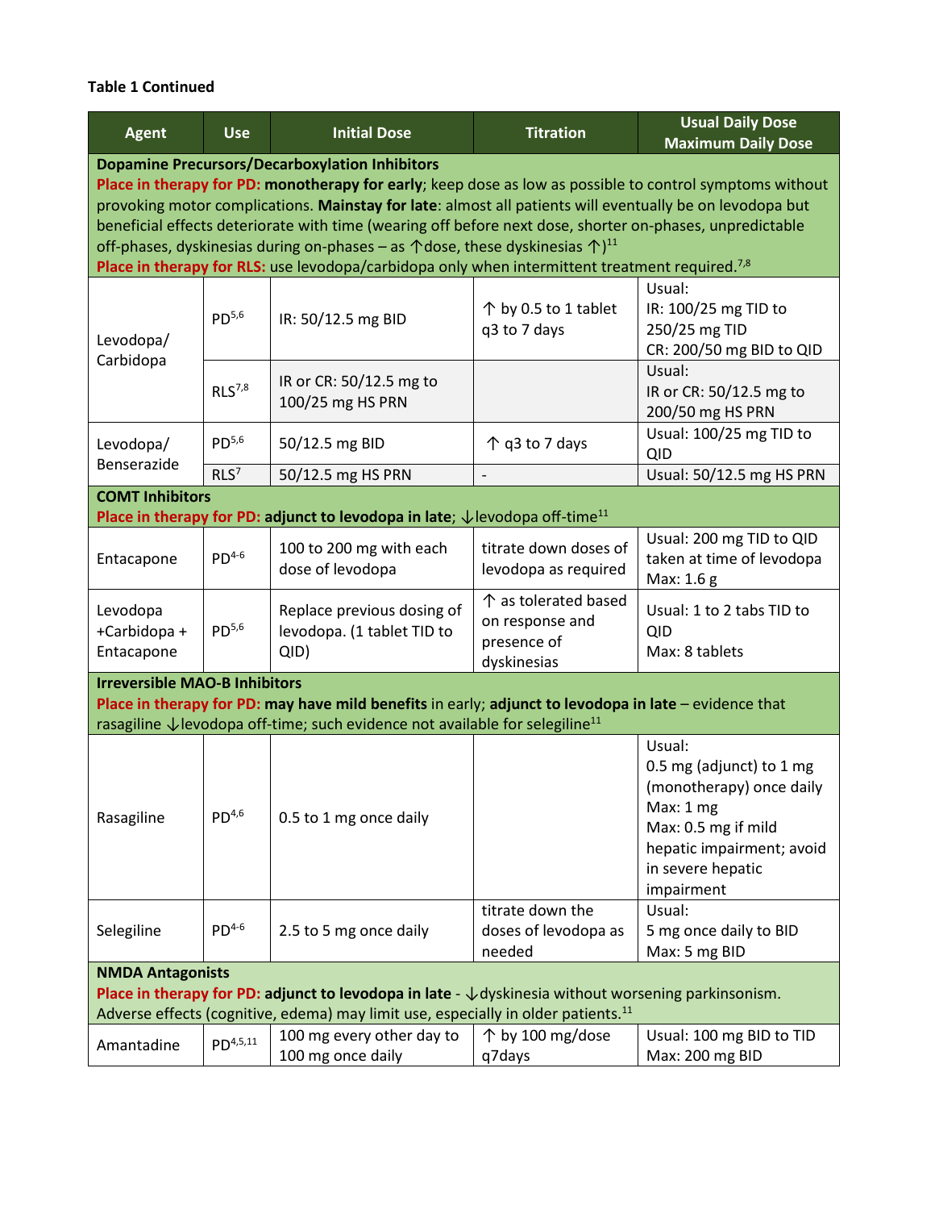**Table 1 Continued**

| Agent | Use | Initial Dose | Titration | Usual Daily Dose<br>Maximum Daily Dose |
|---|---|---|---|---|
| **Dopamine Precursors/Decarboxylation Inhibitors**<br>**Place in therapy for PD: monotherapy for early**; keep dose as low as possible to control symptoms without provoking motor complications. **Mainstay for late**: almost all patients will eventually be on levodopa but beneficial effects deteriorate with time (wearing off before next dose, shorter on-phases, unpredictable off-phases, dyskinesias during on-phases – as ↑dose, these dyskinesias ↑)[11]<br>**Place in therapy for RLS:** use levodopa/carbidopa only when intermittent treatment required.[7,8] | | | | |
| Levodopa/ Carbidopa | PD[5,6] | IR: 50/12.5 mg BID | ↑ by 0.5 to 1 tablet q3 to 7 days | Usual:<br>IR: 100/25 mg TID to 250/25 mg TID<br>CR: 200/50 mg BID to QID |
| | RLS[7,8] | IR or CR: 50/12.5 mg to 100/25 mg HS PRN | | Usual:<br>IR or CR: 50/12.5 mg to 200/50 mg HS PRN |
| Levodopa/ Benserazide | PD[5,6] | 50/12.5 mg BID | ↑ q3 to 7 days | Usual: 100/25 mg TID to QID |
| | RLS[7] | 50/12.5 mg HS PRN | - | Usual: 50/12.5 mg HS PRN |
| **COMT Inhibitors**<br>**Place in therapy for PD: adjunct to levodopa in late**; ↓levodopa off-time[11] | | | | |
| Entacapone | PD[4-6] | 100 to 200 mg with each dose of levodopa | titrate down doses of levodopa as required | Usual: 200 mg TID to QID taken at time of levodopa<br>Max: 1.6 g |
| Levodopa +Carbidopa + Entacapone | PD[5,6] | Replace previous dosing of levodopa. (1 tablet TID to QID) | ↑ as tolerated based on response and presence of dyskinesias | Usual: 1 to 2 tabs TID to QID<br>Max: 8 tablets |
| **Irreversible MAO-B Inhibitors**<br>**Place in therapy for PD: may have mild benefits** in early; **adjunct to levodopa in late** – evidence that rasagiline ↓levodopa off-time; such evidence not available for selegiline[11] | | | | |
| Rasagiline | PD[4,6] | 0.5 to 1 mg once daily | | Usual:<br>0.5 mg (adjunct) to 1 mg (monotherapy) once daily<br>Max: 1 mg<br>Max: 0.5 mg if mild hepatic impairment; avoid in severe hepatic impairment |
| Selegiline | PD[4-6] | 2.5 to 5 mg once daily | titrate down the doses of levodopa as needed | Usual:<br>5 mg once daily to BID<br>Max: 5 mg BID |
| **NMDA Antagonists**<br>**Place in therapy for PD: adjunct to levodopa in late** - ↓dyskinesia without worsening parkinsonism. Adverse effects (cognitive, edema) may limit use, especially in older patients.[11] | | | | |
| Amantadine | PD[4,5,11] | 100 mg every other day to 100 mg once daily | ↑ by 100 mg/dose q7days | Usual: 100 mg BID to TID<br>Max: 200 mg BID |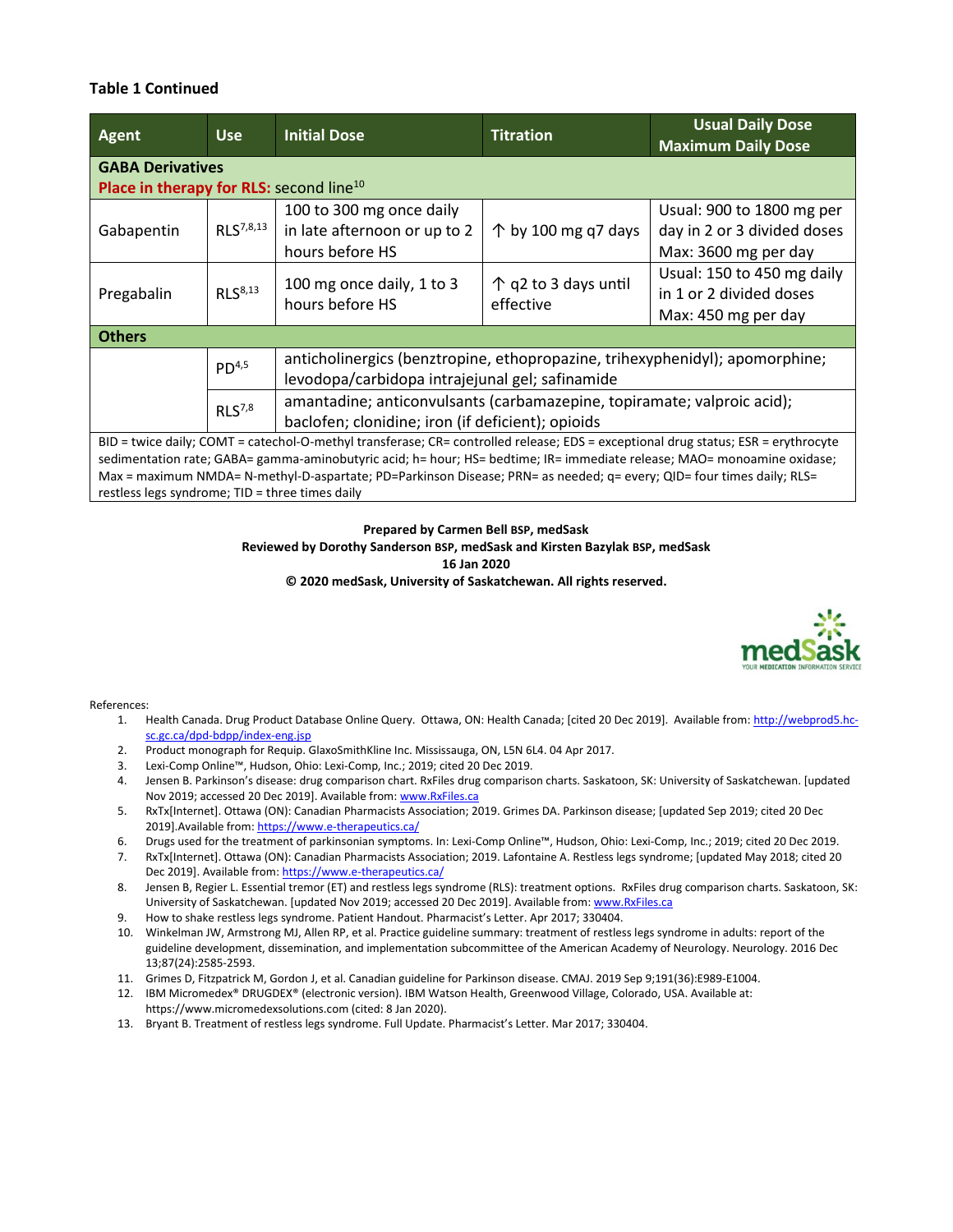**Table 1 Continued**

| Agent | Use | Initial Dose | Titration | Usual Daily Dose Maximum Daily Dose |
|---|---|---|---|---|
| **GABA Derivatives** Place in therapy for RLS: second line[10] | | | | |
| Gabapentin | RLS[7,8,13] | 100 to 300 mg once daily in late afternoon or up to 2 hours before HS | ↑ by 100 mg q7 days | Usual: 900 to 1800 mg per day in 2 or 3 divided doses Max: 3600 mg per day |
| Pregabalin | RLS[8,13] | 100 mg once daily, 1 to 3 hours before HS | ↑ q2 to 3 days until effective | Usual: 150 to 450 mg daily in 1 or 2 divided doses Max: 450 mg per day |
| **Others** | | | | |
| | PD[4,5] | anticholinergics (benztropine, ethopropazine, trihexyphenidyl); apomorphine; levodopa/carbidopa intrajejunal gel; safinamide | | |
| | RLS[7,8] | amantadine; anticonvulsants (carbamazepine, topiramate; valproic acid); baclofen; clonidine; iron (if deficient); opioids | | |

BID = twice daily; COMT = catechol-O-methyl transferase; CR= controlled release; EDS = exceptional drug status; ESR = erythrocyte sedimentation rate; GABA= gamma-aminobutyric acid; h= hour; HS= bedtime; IR= immediate release; MAO= monoamine oxidase; Max = maximum NMDA= N-methyl-D-aspartate; PD=Parkinson Disease; PRN= as needed; q= every; QID= four times daily; RLS= restless legs syndrome; TID = three times daily

**Prepared by Carmen Bell BSP, medSask**
**Reviewed by Dorothy Sanderson BSP, medSask and Kirsten Bazylak BSP, medSask**
**16 Jan 2020**
**© 2020 medSask, University of Saskatchewan. All rights reserved.**

medSask YOUR MEDICATION INFORMATION SERVICE

References:

1. Health Canada. Drug Product Database Online Query. Ottawa, ON: Health Canada; [cited 20 Dec 2019]. Available from: http://webprod5.hc-sc.gc.ca/dpd-bdpp/index-eng.jsp
2. Product monograph for Requip. GlaxoSmithKline Inc. Mississauga, ON, L5N 6L4. 04 Apr 2017.
3. Lexi-Comp Online™, Hudson, Ohio: Lexi-Comp, Inc.; 2019; cited 20 Dec 2019.
4. Jensen B. Parkinson's disease: drug comparison chart. RxFiles drug comparison charts. Saskatoon, SK: University of Saskatchewan. [updated Nov 2019; accessed 20 Dec 2019]. Available from: www.RxFiles.ca
5. RxTx[Internet]. Ottawa (ON): Canadian Pharmacists Association; 2019. Grimes DA. Parkinson disease; [updated Sep 2019; cited 20 Dec 2019].Available from: https://www.e-therapeutics.ca/
6. Drugs used for the treatment of parkinsonian symptoms. In: Lexi-Comp Online™, Hudson, Ohio: Lexi-Comp, Inc.; 2019; cited 20 Dec 2019.
7. RxTx[Internet]. Ottawa (ON): Canadian Pharmacists Association; 2019. Lafontaine A. Restless legs syndrome; [updated May 2018; cited 20 Dec 2019]. Available from: https://www.e-therapeutics.ca/
8. Jensen B, Regier L. Essential tremor (ET) and restless legs syndrome (RLS): treatment options. RxFiles drug comparison charts. Saskatoon, SK: University of Saskatchewan. [updated Nov 2019; accessed 20 Dec 2019]. Available from: www.RxFiles.ca
9. How to shake restless legs syndrome. Patient Handout. Pharmacist's Letter. Apr 2017; 330404.
10. Winkelman JW, Armstrong MJ, Allen RP, et al. Practice guideline summary: treatment of restless legs syndrome in adults: report of the guideline development, dissemination, and implementation subcommittee of the American Academy of Neurology. Neurology. 2016 Dec 13;87(24):2585-2593.
11. Grimes D, Fitzpatrick M, Gordon J, et al. Canadian guideline for Parkinson disease. CMAJ. 2019 Sep 9;191(36):E989-E1004.
12. IBM Micromedex® DRUGDEX® (electronic version). IBM Watson Health, Greenwood Village, Colorado, USA. Available at: https://www.micromedexsolutions.com (cited: 8 Jan 2020).
13. Bryant B. Treatment of restless legs syndrome. Full Update. Pharmacist's Letter. Mar 2017; 330404.